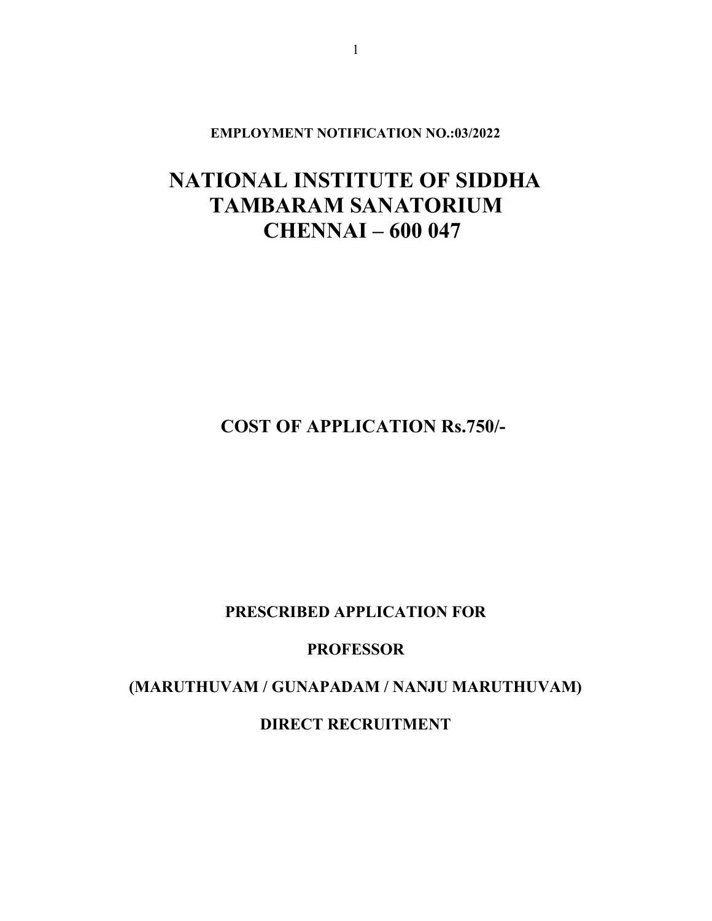**EMPLOYMENT NOTIFICATION NO.:03/2022**

# NATIONAL INSTITUTE OF SIDDHA
# TAMBARAM SANATORIUM
# CHENNAI – 600 047

## COST OF APPLICATION Rs.750/-

**PRESCRIBED APPLICATION FOR**

**PROFESSOR**

**(MARUTHUVAM / GUNAPADAM / NANJU MARUTHUVAM)**

**DIRECT RECRUITMENT**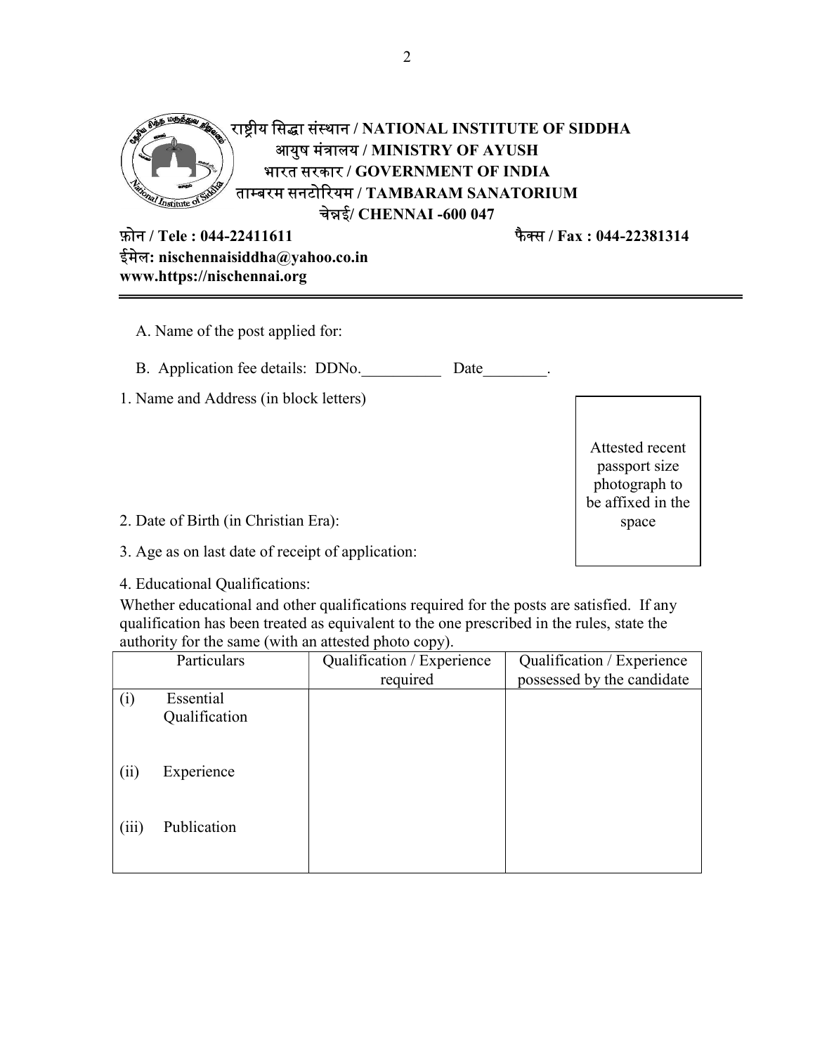**राष्ट्रीय सिद्धा संस्थान / NATIONAL INSTITUTE OF SIDDHA**
**आयुष मंत्रालय / MINISTRY OF AYUSH**
**भारत सरकार / GOVERNMENT OF INDIA**
**ताम्बरम सनटोरियम / TAMBARAM SANATORIUM**
**चेन्नई/ CHENNAI -600 047**

**फ़ोन / Tele : 044-22411611** **फैक्स / Fax : 044-22381314**
**ईमेल: nischennaisiddha@yahoo.co.in**
**www.https://nischennai.org**

---

A. Name of the post applied for:

B. Application fee details: DDNo.__________ Date________.

1. Name and Address (in block letters)

Attested recent passport size photograph to be affixed in the space

2. Date of Birth (in Christian Era):

3. Age as on last date of receipt of application:

4. Educational Qualifications:

Whether educational and other qualifications required for the posts are satisfied. If any qualification has been treated as equivalent to the one prescribed in the rules, state the authority for the same (with an attested photo copy).

| Particulars | Qualification / Experience required | Qualification / Experience possessed by the candidate |
|---|---|---|
| (i) Essential Qualification | | |
| (ii) Experience | | |
| (iii) Publication | | |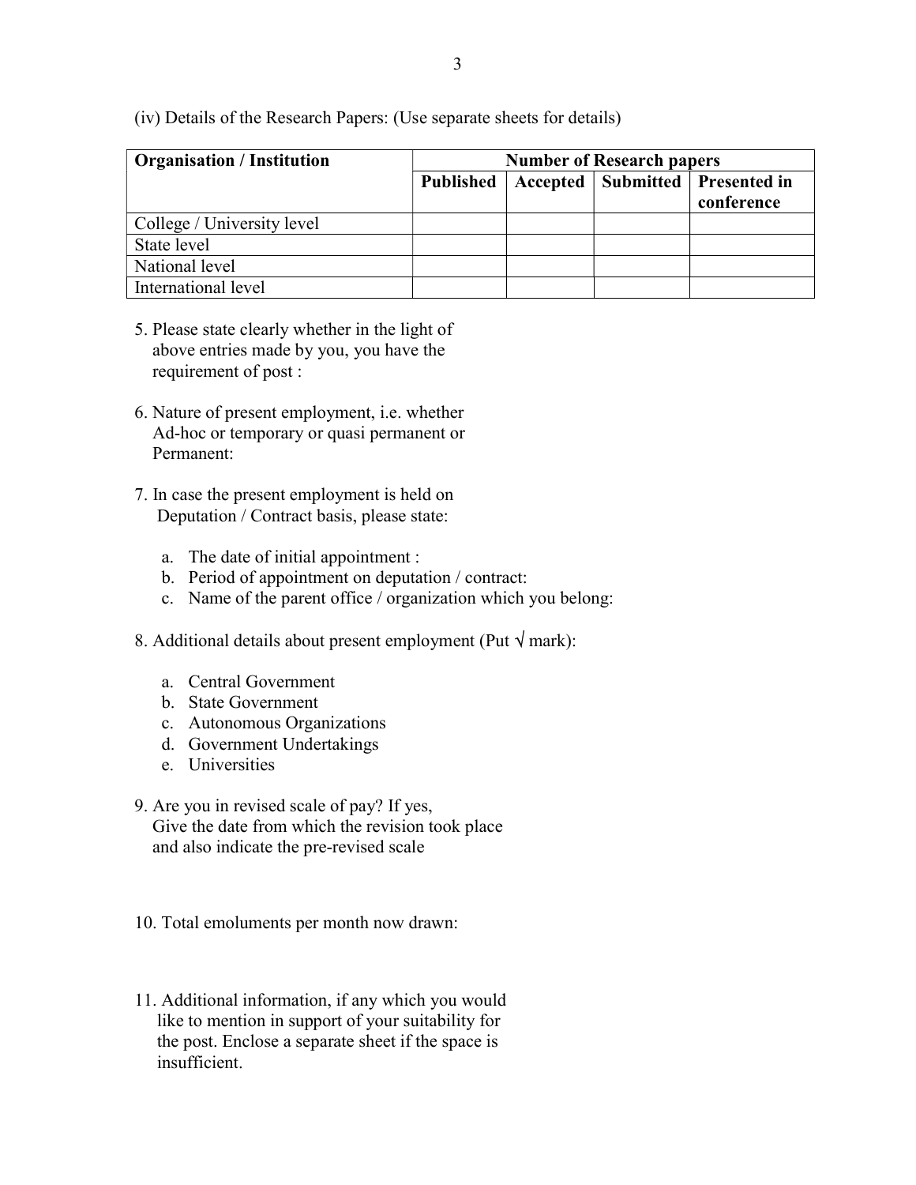(iv) Details of the Research Papers: (Use separate sheets for details)

| **Organisation / Institution** | **Number of Research papers** | | | |
|---|---|---|---|---|
| | **Published** | **Accepted** | **Submitted** | **Presented in conference** |
| College / University level | | | | |
| State level | | | | |
| National level | | | | |
| International level | | | | |

5. Please state clearly whether in the light of above entries made by you, you have the requirement of post :

6. Nature of present employment, i.e. whether Ad-hoc or temporary or quasi permanent or Permanent:

7. In case the present employment is held on Deputation / Contract basis, please state:

   a. The date of initial appointment :
   b. Period of appointment on deputation / contract:
   c. Name of the parent office / organization which you belong:

8. Additional details about present employment (Put √ mark):

   a. Central Government
   b. State Government
   c. Autonomous Organizations
   d. Government Undertakings
   e. Universities

9. Are you in revised scale of pay? If yes, Give the date from which the revision took place and also indicate the pre-revised scale

10. Total emoluments per month now drawn:

11. Additional information, if any which you would like to mention in support of your suitability for the post. Enclose a separate sheet if the space is insufficient.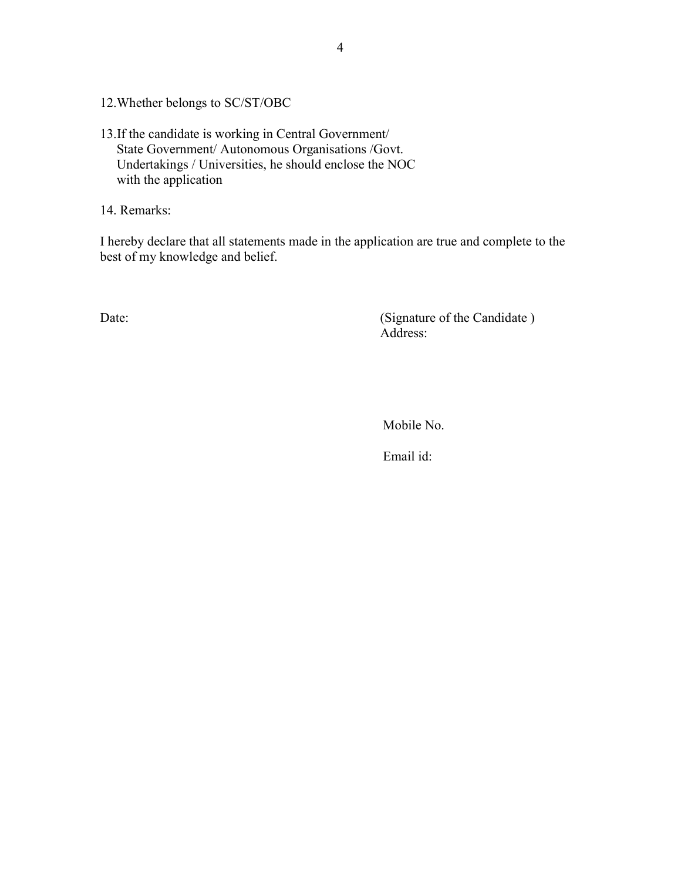12. Whether belongs to SC/ST/OBC

13. If the candidate is working in Central Government/ State Government/ Autonomous Organisations /Govt. Undertakings / Universities, he should enclose the NOC with the application

14. Remarks:

I hereby declare that all statements made in the application are true and complete to the best of my knowledge and belief.

Date:

(Signature of the Candidate )
Address:

Mobile No.

Email id: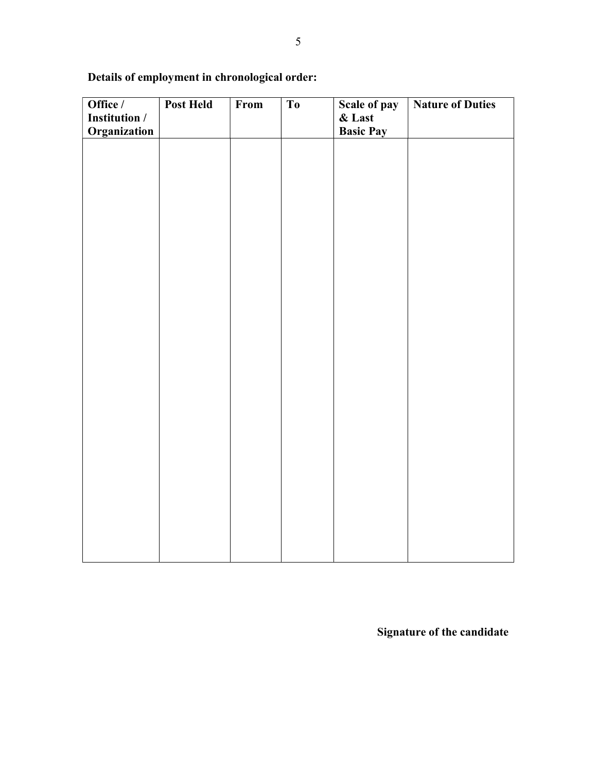**Details of employment in chronological order:**

| Office / Institution / Organization | Post Held | From | To | Scale of pay & Last Basic Pay | Nature of Duties |
|---|---|---|---|---|---|
| | | | | | |

**Signature of the candidate**